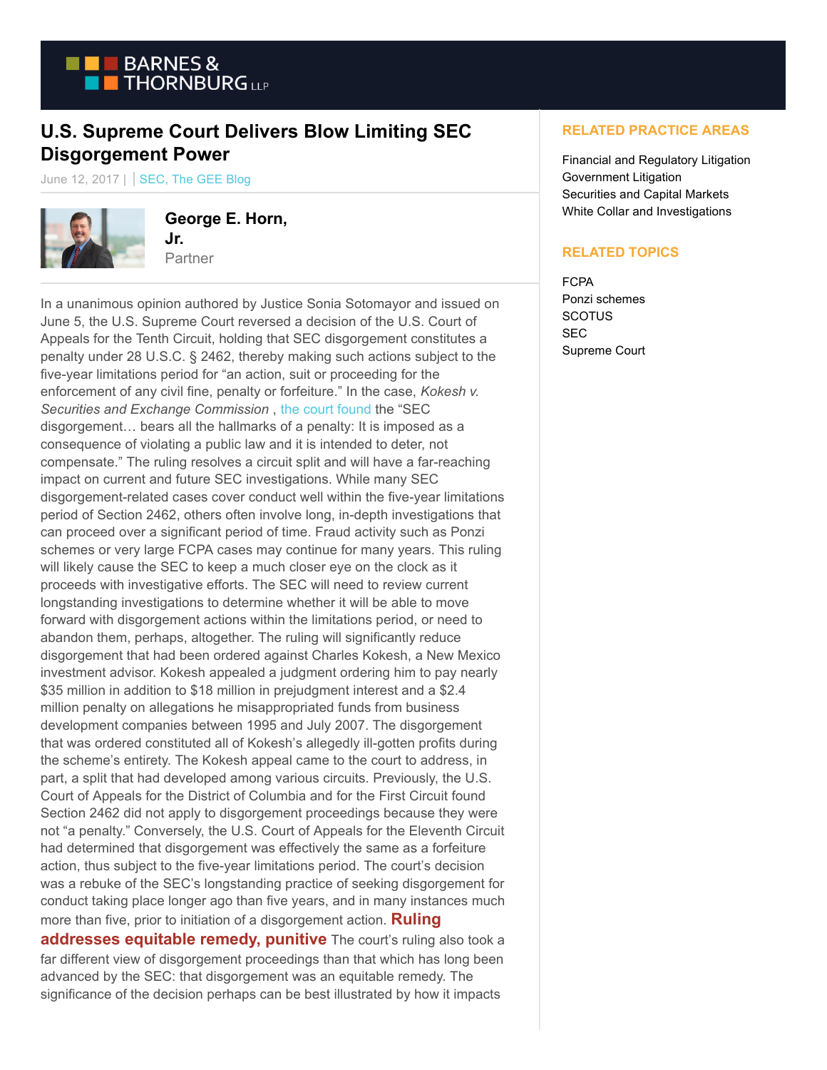# U.S. Supreme Court Delivers Blow Limiting SEC Disgorgement Power

June 12, 2017 | | SEC, The GEE Blog

**George E. Horn, Jr.**
Partner

In a unanimous opinion authored by Justice Sonia Sotomayor and issued on June 5, the U.S. Supreme Court reversed a decision of the U.S. Court of Appeals for the Tenth Circuit, holding that SEC disgorgement constitutes a penalty under 28 U.S.C. § 2462, thereby making such actions subject to the five-year limitations period for "an action, suit or proceeding for the enforcement of any civil fine, penalty or forfeiture." In the case, *Kokesh v. Securities and Exchange Commission* , the court found the "SEC disgorgement… bears all the hallmarks of a penalty: It is imposed as a consequence of violating a public law and it is intended to deter, not compensate." The ruling resolves a circuit split and will have a far-reaching impact on current and future SEC investigations. While many SEC disgorgement-related cases cover conduct well within the five-year limitations period of Section 2462, others often involve long, in-depth investigations that can proceed over a significant period of time. Fraud activity such as Ponzi schemes or very large FCPA cases may continue for many years. This ruling will likely cause the SEC to keep a much closer eye on the clock as it proceeds with investigative efforts. The SEC will need to review current longstanding investigations to determine whether it will be able to move forward with disgorgement actions within the limitations period, or need to abandon them, perhaps, altogether. The ruling will significantly reduce disgorgement that had been ordered against Charles Kokesh, a New Mexico investment advisor. Kokesh appealed a judgment ordering him to pay nearly $35 million in addition to $18 million in prejudgment interest and a $2.4 million penalty on allegations he misappropriated funds from business development companies between 1995 and July 2007. The disgorgement that was ordered constituted all of Kokesh's allegedly ill-gotten profits during the scheme's entirety. The Kokesh appeal came to the court to address, in part, a split that had developed among various circuits. Previously, the U.S. Court of Appeals for the District of Columbia and for the First Circuit found Section 2462 did not apply to disgorgement proceedings because they were not "a penalty." Conversely, the U.S. Court of Appeals for the Eleventh Circuit had determined that disgorgement was effectively the same as a forfeiture action, thus subject to the five-year limitations period. The court's decision was a rebuke of the SEC's longstanding practice of seeking disgorgement for conduct taking place longer ago than five years, and in many instances much more than five, prior to initiation of a disgorgement action. **Ruling addresses equitable remedy, punitive** The court's ruling also took a far different view of disgorgement proceedings than that which has long been advanced by the SEC: that disgorgement was an equitable remedy. The significance of the decision perhaps can be best illustrated by how it impacts

## RELATED PRACTICE AREAS

Financial and Regulatory Litigation
Government Litigation
Securities and Capital Markets
White Collar and Investigations

## RELATED TOPICS

FCPA
Ponzi schemes
SCOTUS
SEC
Supreme Court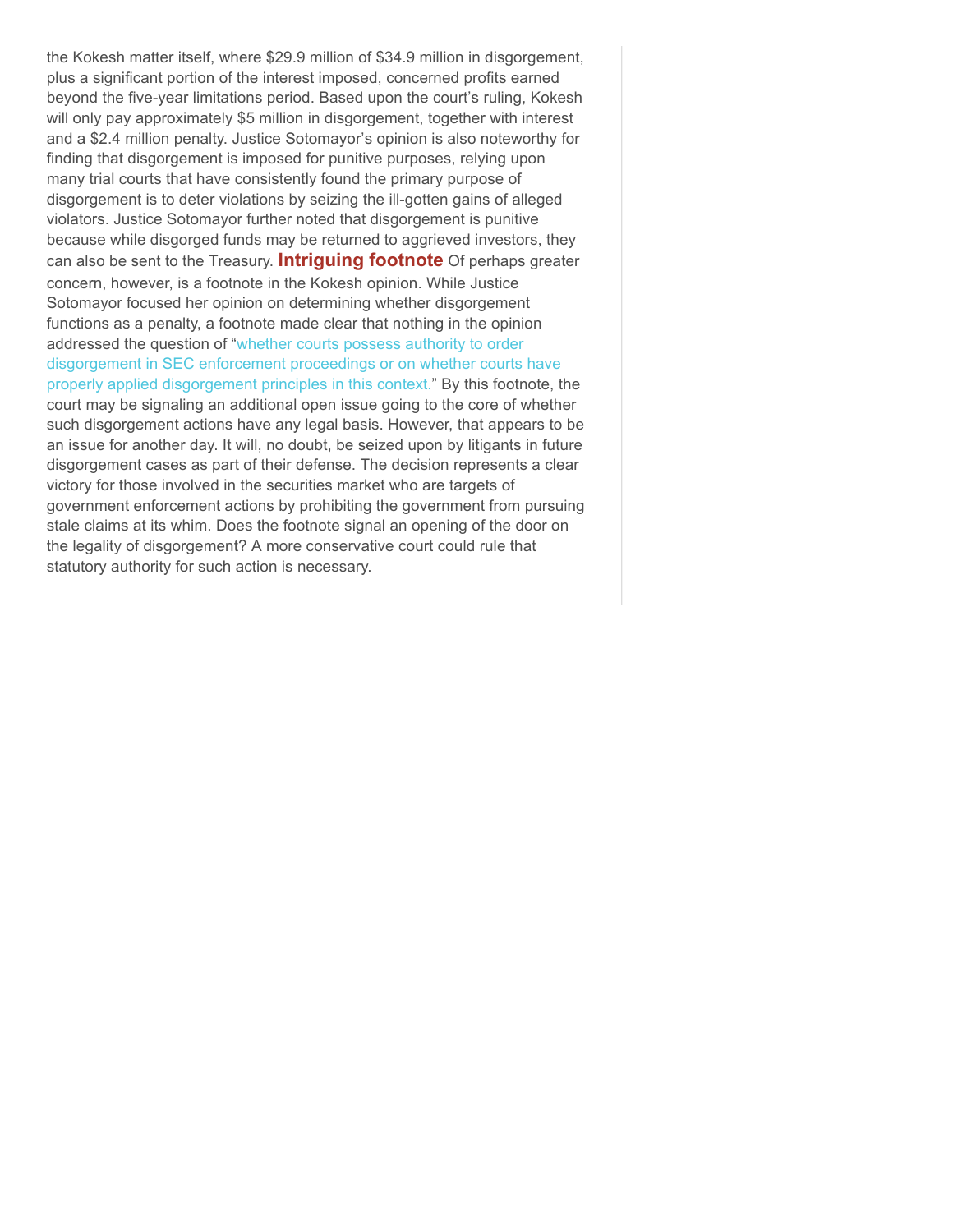the Kokesh matter itself, where $29.9 million of $34.9 million in disgorgement, plus a significant portion of the interest imposed, concerned profits earned beyond the five-year limitations period. Based upon the court's ruling, Kokesh will only pay approximately $5 million in disgorgement, together with interest and a $2.4 million penalty. Justice Sotomayor's opinion is also noteworthy for finding that disgorgement is imposed for punitive purposes, relying upon many trial courts that have consistently found the primary purpose of disgorgement is to deter violations by seizing the ill-gotten gains of alleged violators. Justice Sotomayor further noted that disgorgement is punitive because while disgorged funds may be returned to aggrieved investors, they can also be sent to the Treasury.

## Intriguing footnote

Of perhaps greater concern, however, is a footnote in the Kokesh opinion. While Justice Sotomayor focused her opinion on determining whether disgorgement functions as a penalty, a footnote made clear that nothing in the opinion addressed the question of "whether courts possess authority to order disgorgement in SEC enforcement proceedings or on whether courts have properly applied disgorgement principles in this context." By this footnote, the court may be signaling an additional open issue going to the core of whether such disgorgement actions have any legal basis. However, that appears to be an issue for another day. It will, no doubt, be seized upon by litigants in future disgorgement cases as part of their defense. The decision represents a clear victory for those involved in the securities market who are targets of government enforcement actions by prohibiting the government from pursuing stale claims at its whim. Does the footnote signal an opening of the door on the legality of disgorgement? A more conservative court could rule that statutory authority for such action is necessary.